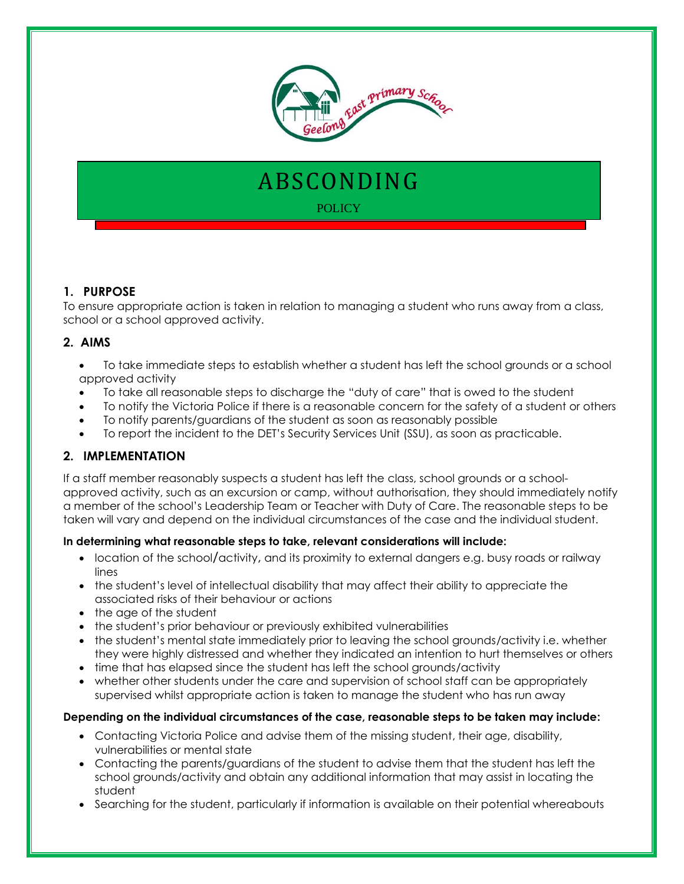# ABSCONDING

POLICY

## 1. PURPOSE

To ensure appropriate action is taken in relation to managing a student who runs away from a class, school or a school approved activity.

## 2. AIMS

- To take immediate steps to establish whether a student has left the school grounds or a school approved activity
- To take all reasonable steps to discharge the "duty of care" that is owed to the student
- To notify the Victoria Police if there is a reasonable concern for the safety of a student or others
- To notify parents/guardians of the student as soon as reasonably possible
- To report the incident to the DET's Security Services Unit (SSU), as soon as practicable.

## 2. IMPLEMENTATION

If a staff member reasonably suspects a student has left the class, school grounds or a school-approved activity, such as an excursion or camp, without authorisation, they should immediately notify a member of the school's Leadership Team or Teacher with Duty of Care. The reasonable steps to be taken will vary and depend on the individual circumstances of the case and the individual student.

**In determining what reasonable steps to take, relevant considerations will include:**

- location of the school/activity, and its proximity to external dangers e.g. busy roads or railway lines
- the student's level of intellectual disability that may affect their ability to appreciate the associated risks of their behaviour or actions
- the age of the student
- the student's prior behaviour or previously exhibited vulnerabilities
- the student's mental state immediately prior to leaving the school grounds/activity i.e. whether they were highly distressed and whether they indicated an intention to hurt themselves or others
- time that has elapsed since the student has left the school grounds/activity
- whether other students under the care and supervision of school staff can be appropriately supervised whilst appropriate action is taken to manage the student who has run away

**Depending on the individual circumstances of the case, reasonable steps to be taken may include:**

- Contacting Victoria Police and advise them of the missing student, their age, disability, vulnerabilities or mental state
- Contacting the parents/guardians of the student to advise them that the student has left the school grounds/activity and obtain any additional information that may assist in locating the student
- Searching for the student, particularly if information is available on their potential whereabouts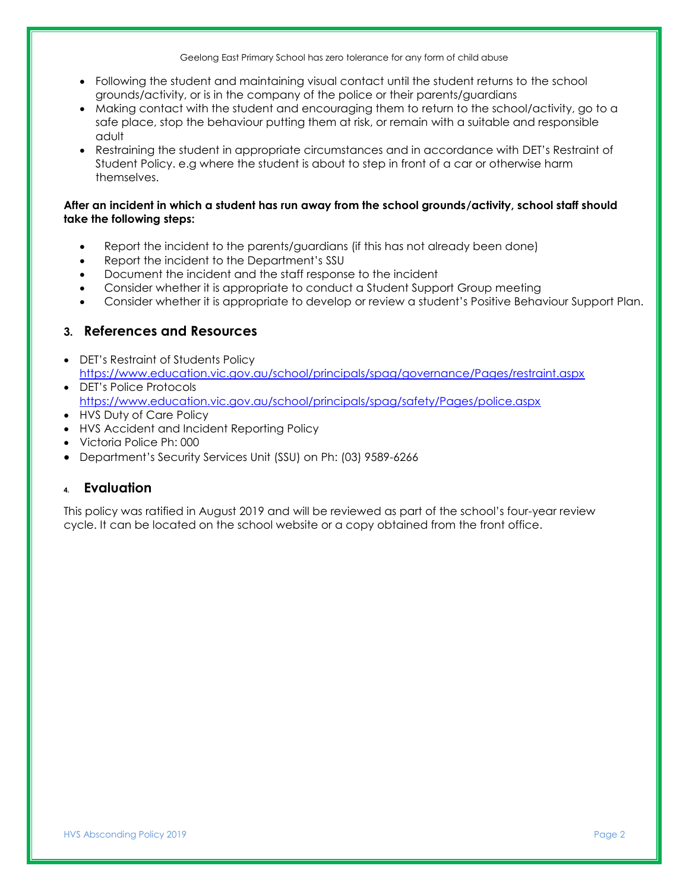- Following the student and maintaining visual contact until the student returns to the school grounds/activity, or is in the company of the police or their parents/guardians
- Making contact with the student and encouraging them to return to the school/activity, go to a safe place, stop the behaviour putting them at risk, or remain with a suitable and responsible adult
- Restraining the student in appropriate circumstances and in accordance with DET's Restraint of Student Policy. e.g where the student is about to step in front of a car or otherwise harm themselves.

**After an incident in which a student has run away from the school grounds/activity, school staff should take the following steps:**

- Report the incident to the parents/guardians (if this has not already been done)
- Report the incident to the Department's SSU
- Document the incident and the staff response to the incident
- Consider whether it is appropriate to conduct a Student Support Group meeting
- Consider whether it is appropriate to develop or review a student's Positive Behaviour Support Plan.

## 3. References and Resources

- DET's Restraint of Students Policy https://www.education.vic.gov.au/school/principals/spag/governance/Pages/restraint.aspx
- DET's Police Protocols https://www.education.vic.gov.au/school/principals/spag/safety/Pages/police.aspx
- HVS Duty of Care Policy
- HVS Accident and Incident Reporting Policy
- Victoria Police Ph: 000
- Department's Security Services Unit (SSU) on Ph: (03) 9589-6266

## 4. Evaluation

This policy was ratified in August 2019 and will be reviewed as part of the school's four-year review cycle. It can be located on the school website or a copy obtained from the front office.